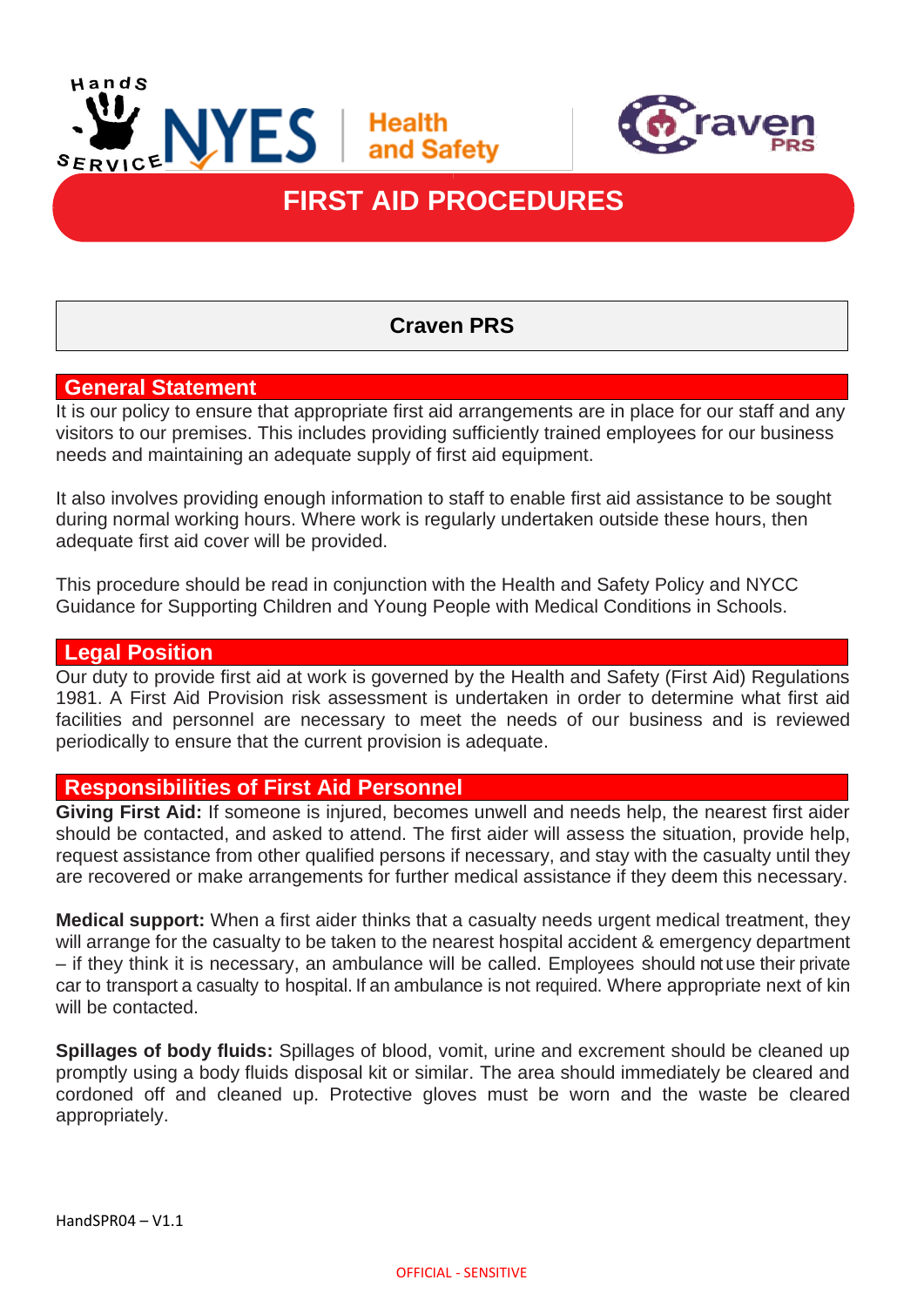# FIRST AID PROCEDURES

## Craven PRS

## General Statement

It is our policy to ensure that appropriate first aid arrangements are in place for our staff and any visitors to our premises. This includes providing sufficiently trained employees for our business needs and maintaining an adequate supply of first aid equipment.

It also involves providing enough information to staff to enable first aid assistance to be sought during normal working hours. Where work is regularly undertaken outside these hours, then adequate first aid cover will be provided.

This procedure should be read in conjunction with the Health and Safety Policy and NYCC Guidance for Supporting Children and Young People with Medical Conditions in Schools.

## Legal Position

Our duty to provide first aid at work is governed by the Health and Safety (First Aid) Regulations 1981. A First Aid Provision risk assessment is undertaken in order to determine what first aid facilities and personnel are necessary to meet the needs of our business and is reviewed periodically to ensure that the current provision is adequate.

## Responsibilities of First Aid Personnel

**Giving First Aid:** If someone is injured, becomes unwell and needs help, the nearest first aider should be contacted, and asked to attend. The first aider will assess the situation, provide help, request assistance from other qualified persons if necessary, and stay with the casualty until they are recovered or make arrangements for further medical assistance if they deem this necessary.

**Medical support:** When a first aider thinks that a casualty needs urgent medical treatment, they will arrange for the casualty to be taken to the nearest hospital accident & emergency department – if they think it is necessary, an ambulance will be called. Employees should not use their private car to transport a casualty to hospital. If an ambulance is not required. Where appropriate next of kin will be contacted.

**Spillages of body fluids:** Spillages of blood, vomit, urine and excrement should be cleaned up promptly using a body fluids disposal kit or similar. The area should immediately be cleared and cordoned off and cleaned up. Protective gloves must be worn and the waste be cleared appropriately.

HandSPR04 – V1.1

OFFICIAL - SENSITIVE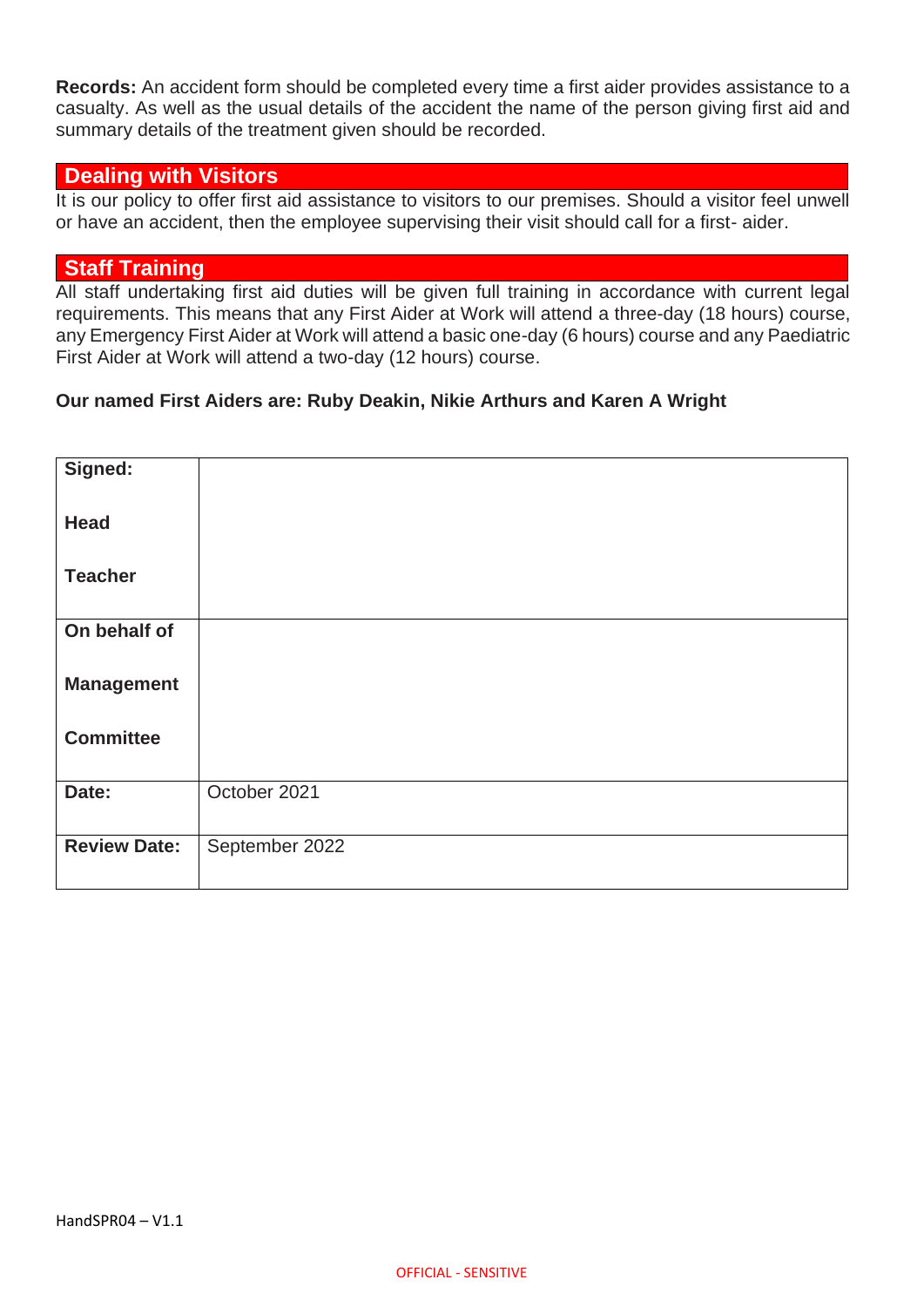**Records:** An accident form should be completed every time a first aider provides assistance to a casualty. As well as the usual details of the accident the name of the person giving first aid and summary details of the treatment given should be recorded.

## Dealing with Visitors

It is our policy to offer first aid assistance to visitors to our premises. Should a visitor feel unwell or have an accident, then the employee supervising their visit should call for a first- aider.

## Staff Training

All staff undertaking first aid duties will be given full training in accordance with current legal requirements. This means that any First Aider at Work will attend a three-day (18 hours) course, any Emergency First Aider at Work will attend a basic one-day (6 hours) course and any Paediatric First Aider at Work will attend a two-day (12 hours) course.

**Our named First Aiders are: Ruby Deakin, Nikie Arthurs and Karen A Wright**

| | |
|---|---|
| **Signed: Head Teacher** | |
| **On behalf of Management Committee** | |
| **Date:** | October 2021 |
| **Review Date:** | September 2022 |

HandSPR04 – V1.1

OFFICIAL - SENSITIVE